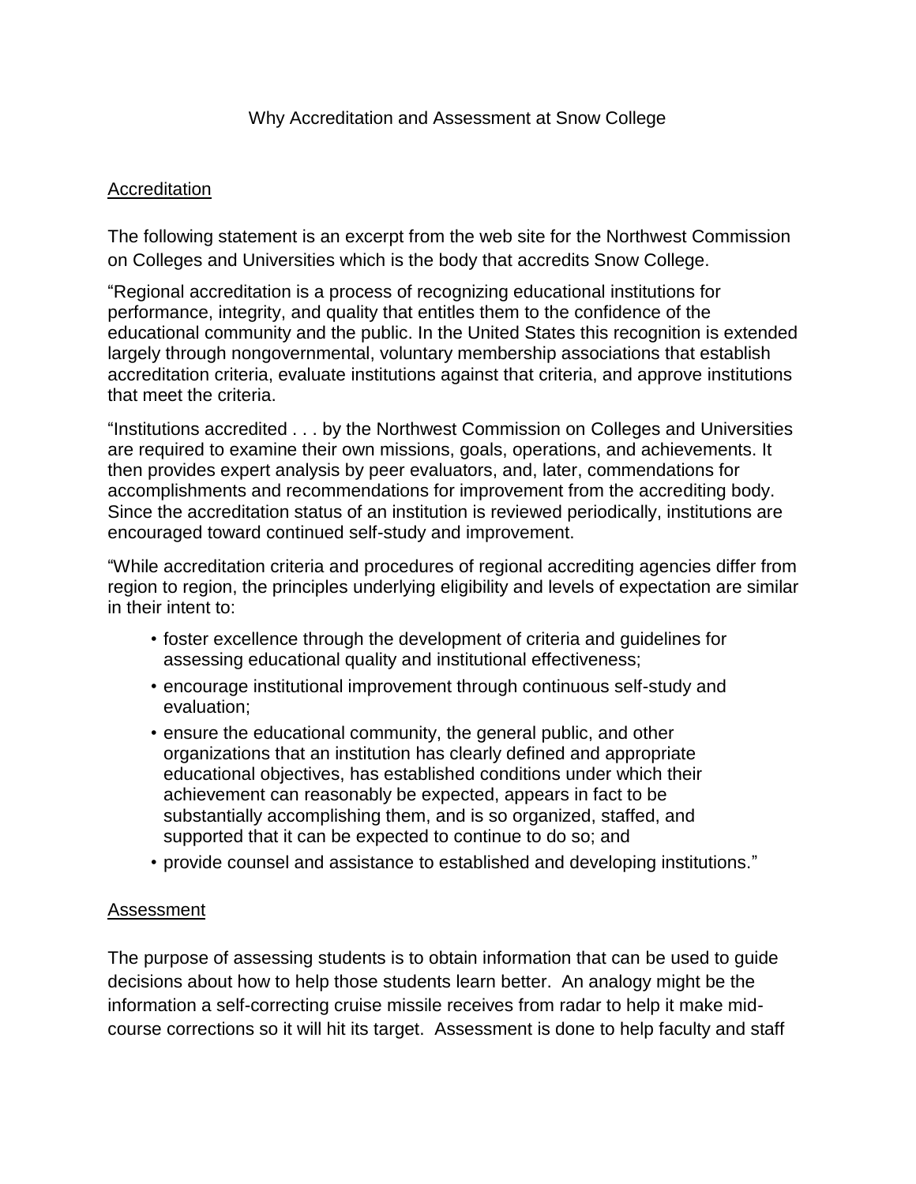# Why Accreditation and Assessment at Snow College

## Accreditation

The following statement is an excerpt from the web site for the Northwest Commission on Colleges and Universities which is the body that accredits Snow College.

“Regional accreditation is a process of recognizing educational institutions for performance, integrity, and quality that entitles them to the confidence of the educational community and the public. In the United States this recognition is extended largely through nongovernmental, voluntary membership associations that establish accreditation criteria, evaluate institutions against that criteria, and approve institutions that meet the criteria.

“Institutions accredited . . . by the Northwest Commission on Colleges and Universities are required to examine their own missions, goals, operations, and achievements. It then provides expert analysis by peer evaluators, and, later, commendations for accomplishments and recommendations for improvement from the accrediting body. Since the accreditation status of an institution is reviewed periodically, institutions are encouraged toward continued self-study and improvement.

“While accreditation criteria and procedures of regional accrediting agencies differ from region to region, the principles underlying eligibility and levels of expectation are similar in their intent to:

- foster excellence through the development of criteria and guidelines for assessing educational quality and institutional effectiveness;
- encourage institutional improvement through continuous self-study and evaluation;
- ensure the educational community, the general public, and other organizations that an institution has clearly defined and appropriate educational objectives, has established conditions under which their achievement can reasonably be expected, appears in fact to be substantially accomplishing them, and is so organized, staffed, and supported that it can be expected to continue to do so; and
- provide counsel and assistance to established and developing institutions.”

## Assessment

The purpose of assessing students is to obtain information that can be used to guide decisions about how to help those students learn better. An analogy might be the information a self-correcting cruise missile receives from radar to help it make mid-course corrections so it will hit its target. Assessment is done to help faculty and staff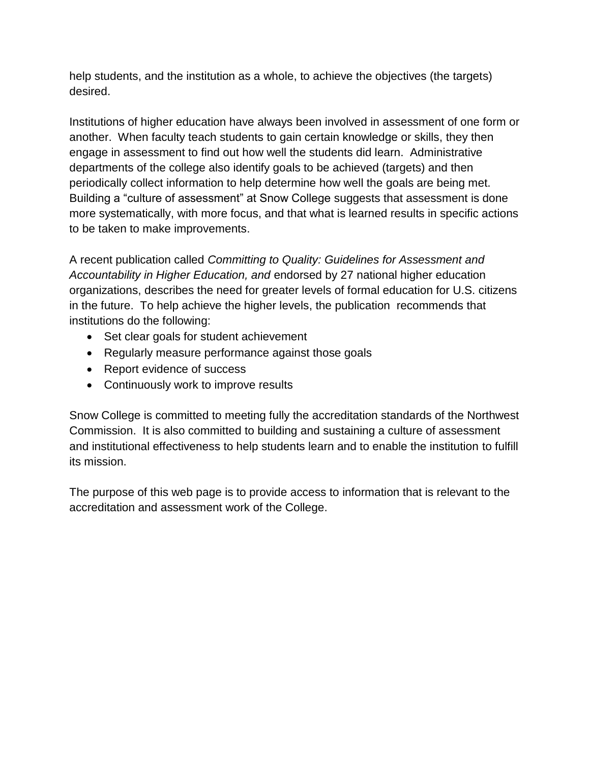help students, and the institution as a whole, to achieve the objectives (the targets) desired.

Institutions of higher education have always been involved in assessment of one form or another. When faculty teach students to gain certain knowledge or skills, they then engage in assessment to find out how well the students did learn. Administrative departments of the college also identify goals to be achieved (targets) and then periodically collect information to help determine how well the goals are being met. Building a "culture of assessment" at Snow College suggests that assessment is done more systematically, with more focus, and that what is learned results in specific actions to be taken to make improvements.

A recent publication called *Committing to Quality: Guidelines for Assessment and Accountability in Higher Education, and* endorsed by 27 national higher education organizations, describes the need for greater levels of formal education for U.S. citizens in the future. To help achieve the higher levels, the publication recommends that institutions do the following:

- Set clear goals for student achievement
- Regularly measure performance against those goals
- Report evidence of success
- Continuously work to improve results

Snow College is committed to meeting fully the accreditation standards of the Northwest Commission. It is also committed to building and sustaining a culture of assessment and institutional effectiveness to help students learn and to enable the institution to fulfill its mission.

The purpose of this web page is to provide access to information that is relevant to the accreditation and assessment work of the College.